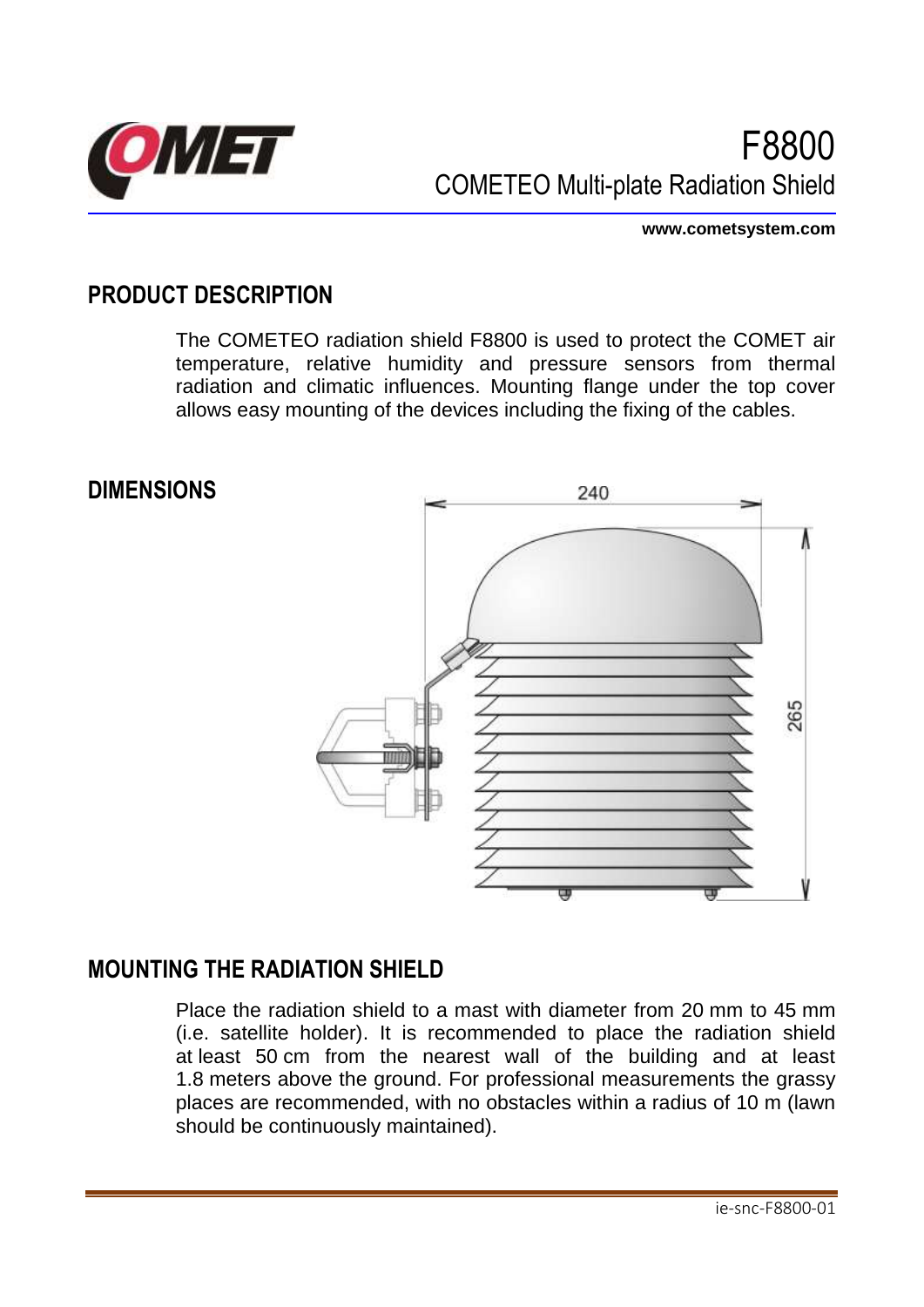# F8800

## COMETEO Multi-plate Radiation Shield

**www.cometsystem.com**

## PRODUCT DESCRIPTION

The COMETEO radiation shield F8800 is used to protect the COMET air temperature, relative humidity and pressure sensors from thermal radiation and climatic influences. Mounting flange under the top cover allows easy mounting of the devices including the fixing of the cables.

## DIMENSIONS

240

265

## MOUNTING THE RADIATION SHIELD

Place the radiation shield to a mast with diameter from 20 mm to 45 mm (i.e. satellite holder). It is recommended to place the radiation shield at least 50 cm from the nearest wall of the building and at least 1.8 meters above the ground. For professional measurements the grassy places are recommended, with no obstacles within a radius of 10 m (lawn should be continuously maintained).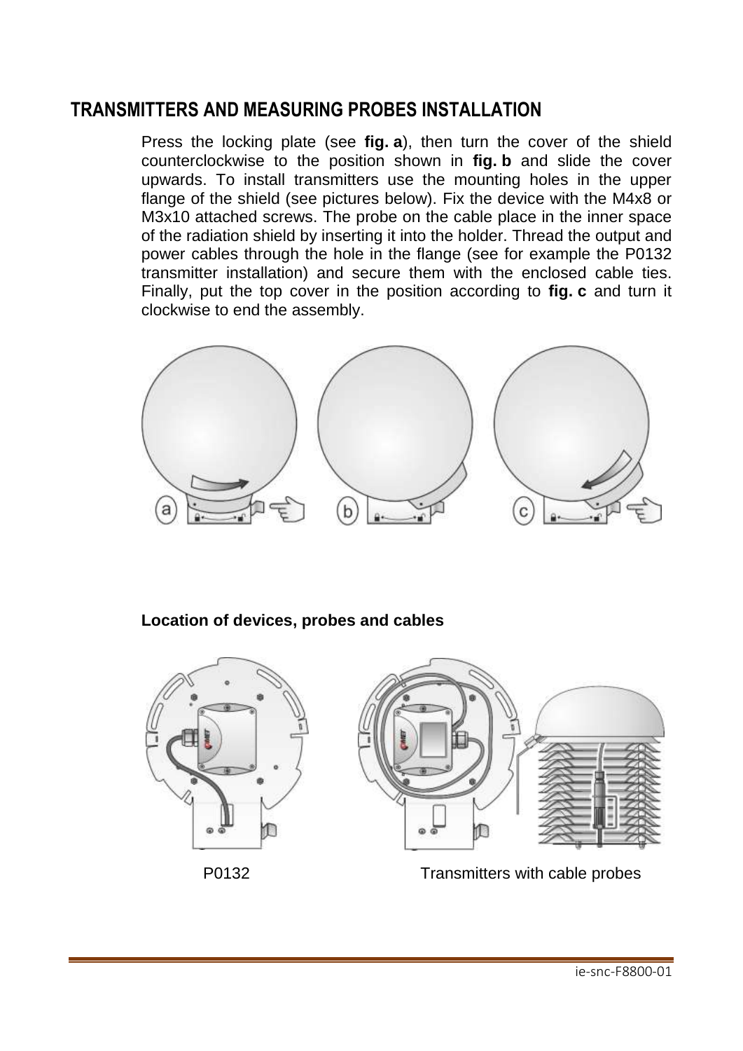## TRANSMITTERS AND MEASURING PROBES INSTALLATION

Press the locking plate (see **fig. a**), then turn the cover of the shield counterclockwise to the position shown in **fig. b** and slide the cover upwards. To install transmitters use the mounting holes in the upper flange of the shield (see pictures below). Fix the device with the M4x8 or M3x10 attached screws. The probe on the cable place in the inner space of the radiation shield by inserting it into the holder. Thread the output and power cables through the hole in the flange (see for example the P0132 transmitter installation) and secure them with the enclosed cable ties. Finally, put the top cover in the position according to **fig. c** and turn it clockwise to end the assembly.

a b c

**Location of devices, probes and cables**

P0132 Transmitters with cable probes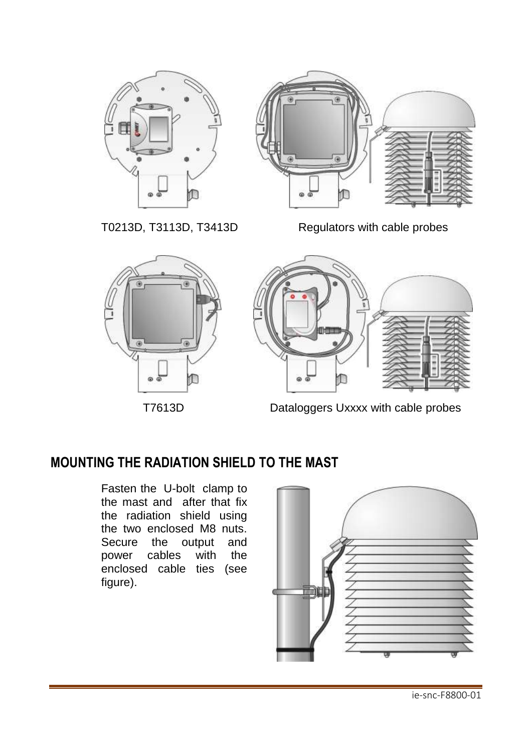T0213D, T3113D, T3413D

Regulators with cable probes

T7613D

Dataloggers Uxxxx with cable probes

## MOUNTING THE RADIATION SHIELD TO THE MAST

Fasten the U-bolt clamp to the mast and after that fix the radiation shield using the two enclosed M8 nuts. Secure the output and power cables with the enclosed cable ties (see figure).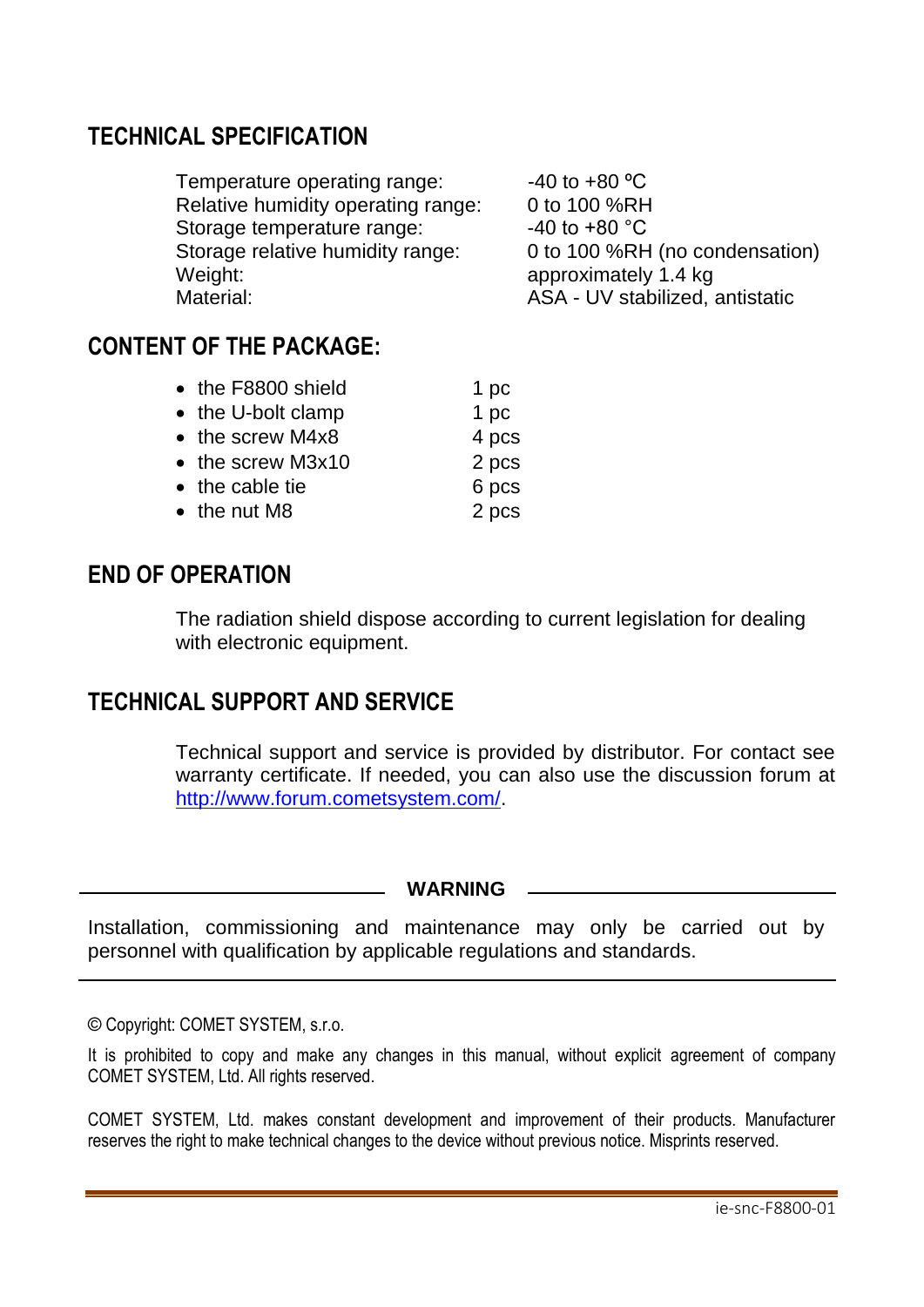## TECHNICAL SPECIFICATION

| | |
|---|---|
| Temperature operating range: | -40 to +80 ºC |
| Relative humidity operating range: | 0 to 100 %RH |
| Storage temperature range: | -40 to +80 °C |
| Storage relative humidity range: | 0 to 100 %RH (no condensation) |
| Weight: | approximately 1.4 kg |
| Material: | ASA - UV stabilized, antistatic |

## CONTENT OF THE PACKAGE:

| | |
|---|---|
| • the F8800 shield | 1 pc |
| • the U-bolt clamp | 1 pc |
| • the screw M4x8 | 4 pcs |
| • the screw M3x10 | 2 pcs |
| • the cable tie | 6 pcs |
| • the nut M8 | 2 pcs |

## END OF OPERATION

The radiation shield dispose according to current legislation for dealing with electronic equipment.

## TECHNICAL SUPPORT AND SERVICE

Technical support and service is provided by distributor. For contact see warranty certificate. If needed, you can also use the discussion forum at http://www.forum.cometsystem.com/.

---

**WARNING**

Installation, commissioning and maintenance may only be carried out by personnel with qualification by applicable regulations and standards.

---

© Copyright: COMET SYSTEM, s.r.o.

It is prohibited to copy and make any changes in this manual, without explicit agreement of company COMET SYSTEM, Ltd. All rights reserved.

COMET SYSTEM, Ltd. makes constant development and improvement of their products. Manufacturer reserves the right to make technical changes to the device without previous notice. Misprints reserved.

ie-snc-F8800-01